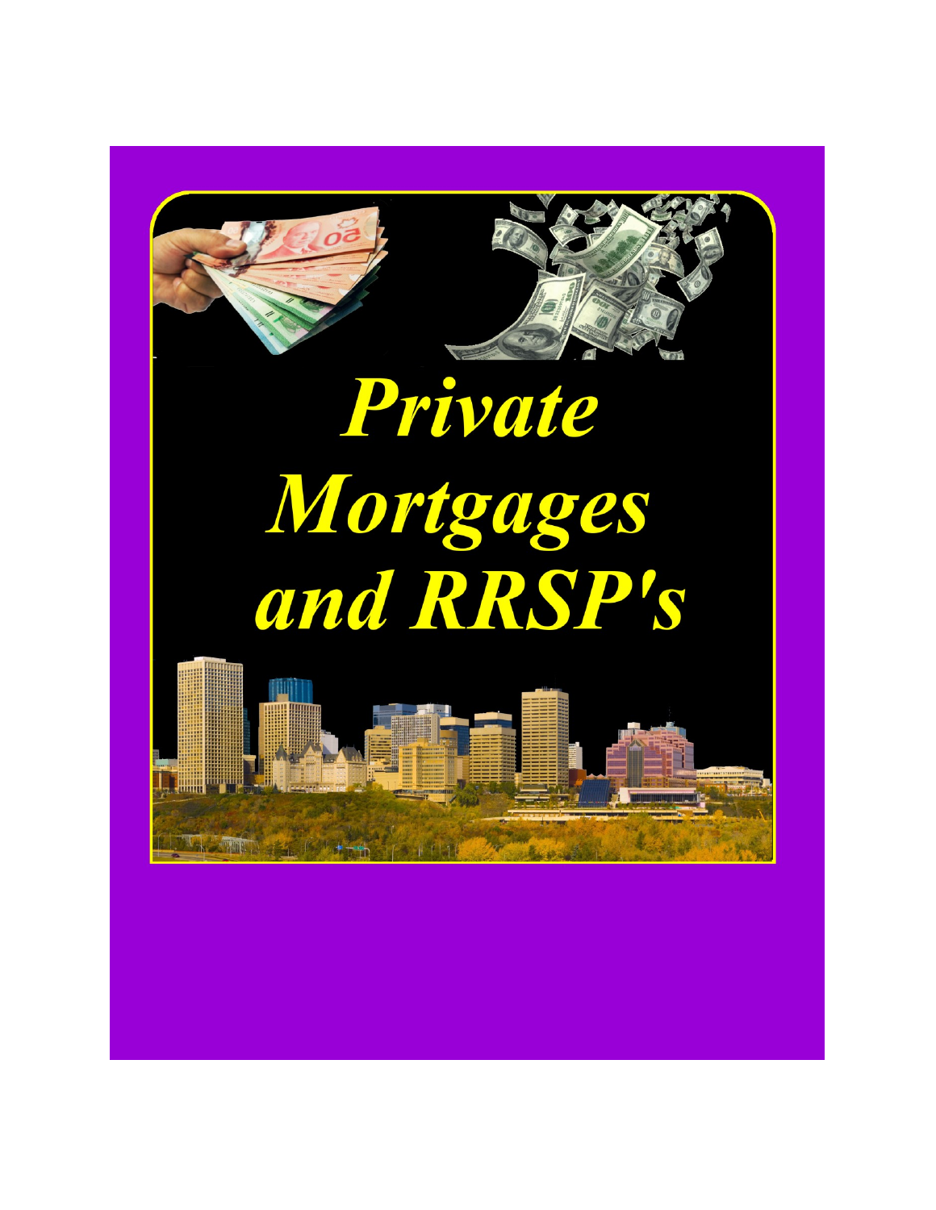# Private Mortgages and RRSP's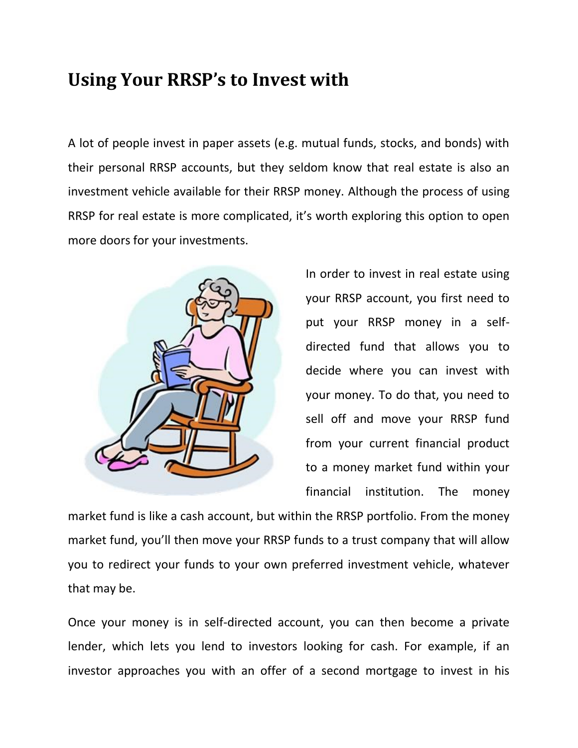# Using Your RRSP's to Invest with

A lot of people invest in paper assets (e.g. mutual funds, stocks, and bonds) with their personal RRSP accounts, but they seldom know that real estate is also an investment vehicle available for their RRSP money. Although the process of using RRSP for real estate is more complicated, it's worth exploring this option to open more doors for your investments.

In order to invest in real estate using your RRSP account, you first need to put your RRSP money in a self-directed fund that allows you to decide where you can invest with your money. To do that, you need to sell off and move your RRSP fund from your current financial product to a money market fund within your financial institution. The money market fund is like a cash account, but within the RRSP portfolio. From the money market fund, you'll then move your RRSP funds to a trust company that will allow you to redirect your funds to your own preferred investment vehicle, whatever that may be.

Once your money is in self-directed account, you can then become a private lender, which lets you lend to investors looking for cash. For example, if an investor approaches you with an offer of a second mortgage to invest in his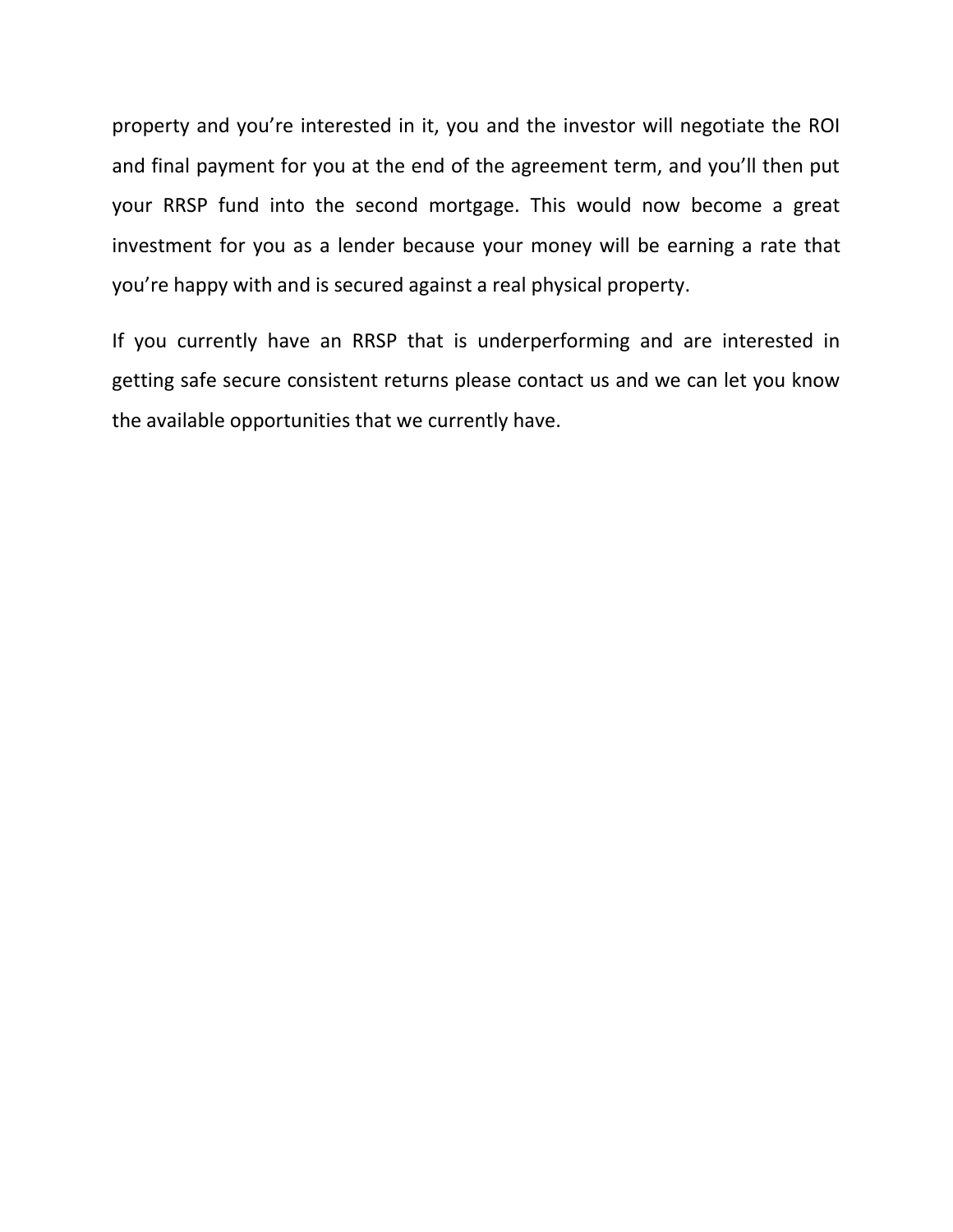property and you're interested in it, you and the investor will negotiate the ROI and final payment for you at the end of the agreement term, and you'll then put your RRSP fund into the second mortgage. This would now become a great investment for you as a lender because your money will be earning a rate that you're happy with and is secured against a real physical property.

If you currently have an RRSP that is underperforming and are interested in getting safe secure consistent returns please contact us and we can let you know the available opportunities that we currently have.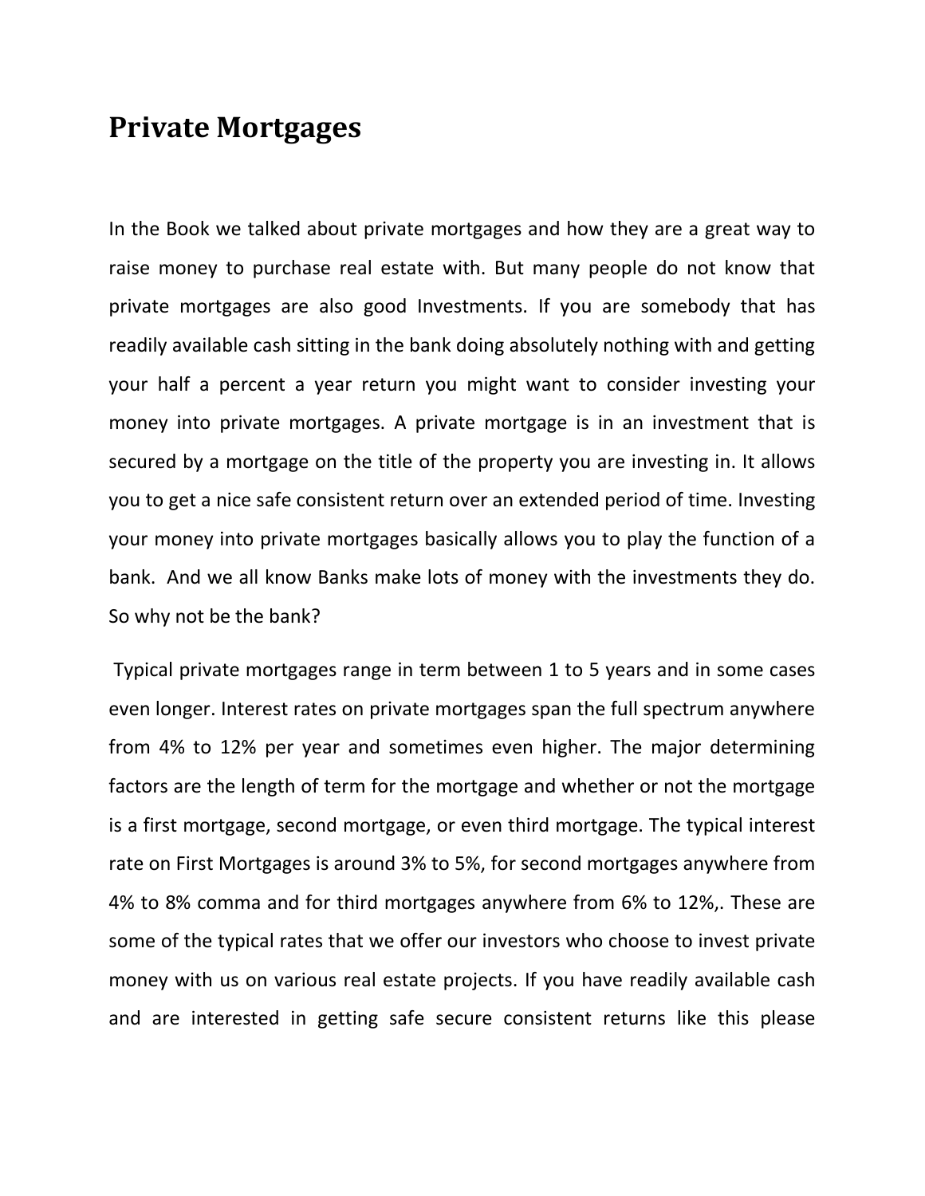# Private Mortgages

In the Book we talked about private mortgages and how they are a great way to raise money to purchase real estate with. But many people do not know that private mortgages are also good Investments. If you are somebody that has readily available cash sitting in the bank doing absolutely nothing with and getting your half a percent a year return you might want to consider investing your money into private mortgages. A private mortgage is in an investment that is secured by a mortgage on the title of the property you are investing in. It allows you to get a nice safe consistent return over an extended period of time. Investing your money into private mortgages basically allows you to play the function of a bank. And we all know Banks make lots of money with the investments they do. So why not be the bank?

Typical private mortgages range in term between 1 to 5 years and in some cases even longer. Interest rates on private mortgages span the full spectrum anywhere from 4% to 12% per year and sometimes even higher. The major determining factors are the length of term for the mortgage and whether or not the mortgage is a first mortgage, second mortgage, or even third mortgage. The typical interest rate on First Mortgages is around 3% to 5%, for second mortgages anywhere from 4% to 8% comma and for third mortgages anywhere from 6% to 12%,. These are some of the typical rates that we offer our investors who choose to invest private money with us on various real estate projects. If you have readily available cash and are interested in getting safe secure consistent returns like this please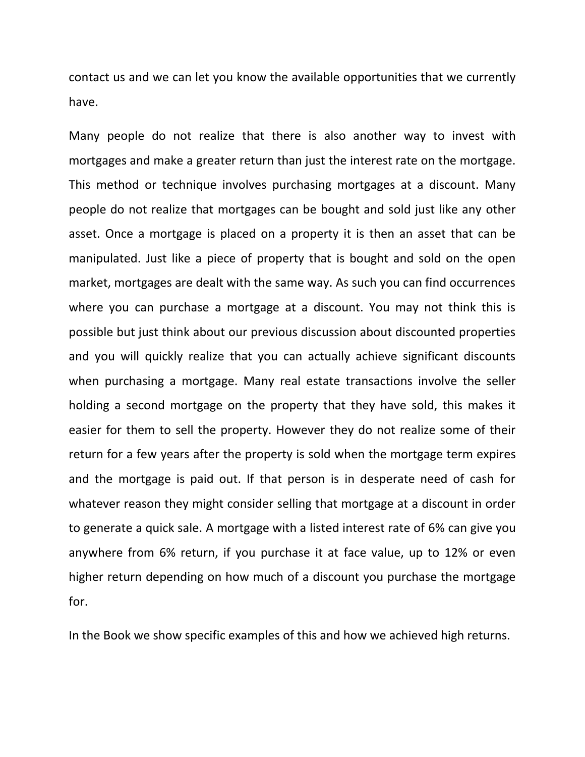contact us and we can let you know the available opportunities that we currently have.

Many people do not realize that there is also another way to invest with mortgages and make a greater return than just the interest rate on the mortgage. This method or technique involves purchasing mortgages at a discount. Many people do not realize that mortgages can be bought and sold just like any other asset. Once a mortgage is placed on a property it is then an asset that can be manipulated. Just like a piece of property that is bought and sold on the open market, mortgages are dealt with the same way. As such you can find occurrences where you can purchase a mortgage at a discount. You may not think this is possible but just think about our previous discussion about discounted properties and you will quickly realize that you can actually achieve significant discounts when purchasing a mortgage. Many real estate transactions involve the seller holding a second mortgage on the property that they have sold, this makes it easier for them to sell the property. However they do not realize some of their return for a few years after the property is sold when the mortgage term expires and the mortgage is paid out. If that person is in desperate need of cash for whatever reason they might consider selling that mortgage at a discount in order to generate a quick sale. A mortgage with a listed interest rate of 6% can give you anywhere from 6% return, if you purchase it at face value, up to 12% or even higher return depending on how much of a discount you purchase the mortgage for.

In the Book we show specific examples of this and how we achieved high returns.